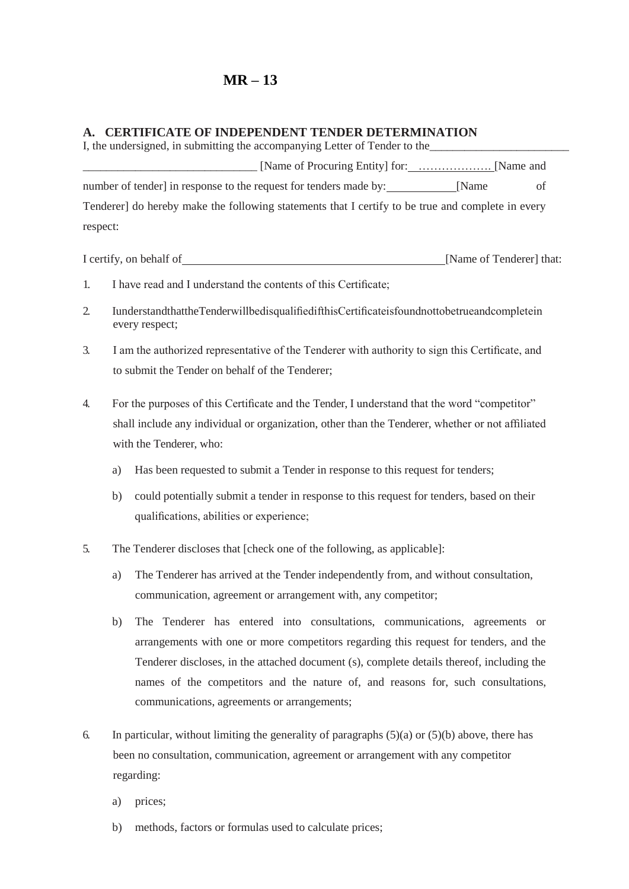# MR – 13

## A. CERTIFICATE OF INDEPENDENT TENDER DETERMINATION

I, the undersigned, in submitting the accompanying Letter of Tender to the________________________ ______________________________ [Name of Procuring Entity] for: ………………. [Name and number of tender] in response to the request for tenders made by: ____________[Name of Tenderer] do hereby make the following statements that I certify to be true and complete in every respect:

I certify, on behalf of ______________________________________________[Name of Tenderer] that:

1. I have read and I understand the contents of this Certificate;
2. IunderstandthattheTenderwillbedisqualifiedifthisCertificateisfoundnottobetrueandcompletein every respect;
3. I am the authorized representative of the Tenderer with authority to sign this Certificate, and to submit the Tender on behalf of the Tenderer;
4. For the purposes of this Certificate and the Tender, I understand that the word "competitor" shall include any individual or organization, other than the Tenderer, whether or not affiliated with the Tenderer, who:
   a) Has been requested to submit a Tender in response to this request for tenders;
   b) could potentially submit a tender in response to this request for tenders, based on their qualifications, abilities or experience;
5. The Tenderer discloses that [check one of the following, as applicable]:
   a) The Tenderer has arrived at the Tender independently from, and without consultation, communication, agreement or arrangement with, any competitor;
   b) The Tenderer has entered into consultations, communications, agreements or arrangements with one or more competitors regarding this request for tenders, and the Tenderer discloses, in the attached document (s), complete details thereof, including the names of the competitors and the nature of, and reasons for, such consultations, communications, agreements or arrangements;
6. In particular, without limiting the generality of paragraphs (5)(a) or (5)(b) above, there has been no consultation, communication, agreement or arrangement with any competitor regarding:
   a) prices;
   b) methods, factors or formulas used to calculate prices;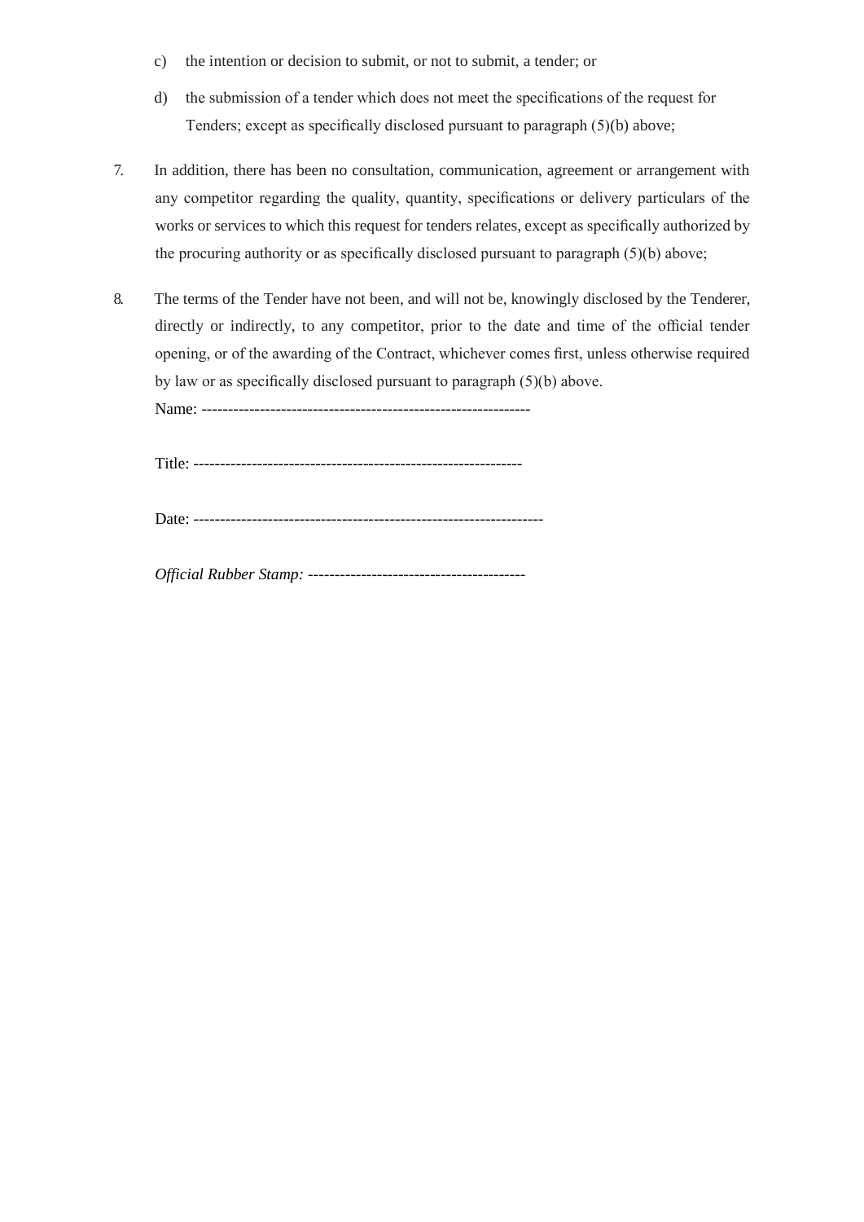c) the intention or decision to submit, or not to submit, a tender; or

d) the submission of a tender which does not meet the specifications of the request for Tenders; except as specifically disclosed pursuant to paragraph (5)(b) above;

7. In addition, there has been no consultation, communication, agreement or arrangement with any competitor regarding the quality, quantity, specifications or delivery particulars of the works or services to which this request for tenders relates, except as specifically authorized by the procuring authority or as specifically disclosed pursuant to paragraph (5)(b) above;

8. The terms of the Tender have not been, and will not be, knowingly disclosed by the Tenderer, directly or indirectly, to any competitor, prior to the date and time of the official tender opening, or of the awarding of the Contract, whichever comes first, unless otherwise required by law or as specifically disclosed pursuant to paragraph (5)(b) above.

Name: -------------------------------------------------------------

Title: -------------------------------------------------------------

Date: -----------------------------------------------------------------

*Official Rubber Stamp:* ----------------------------------------